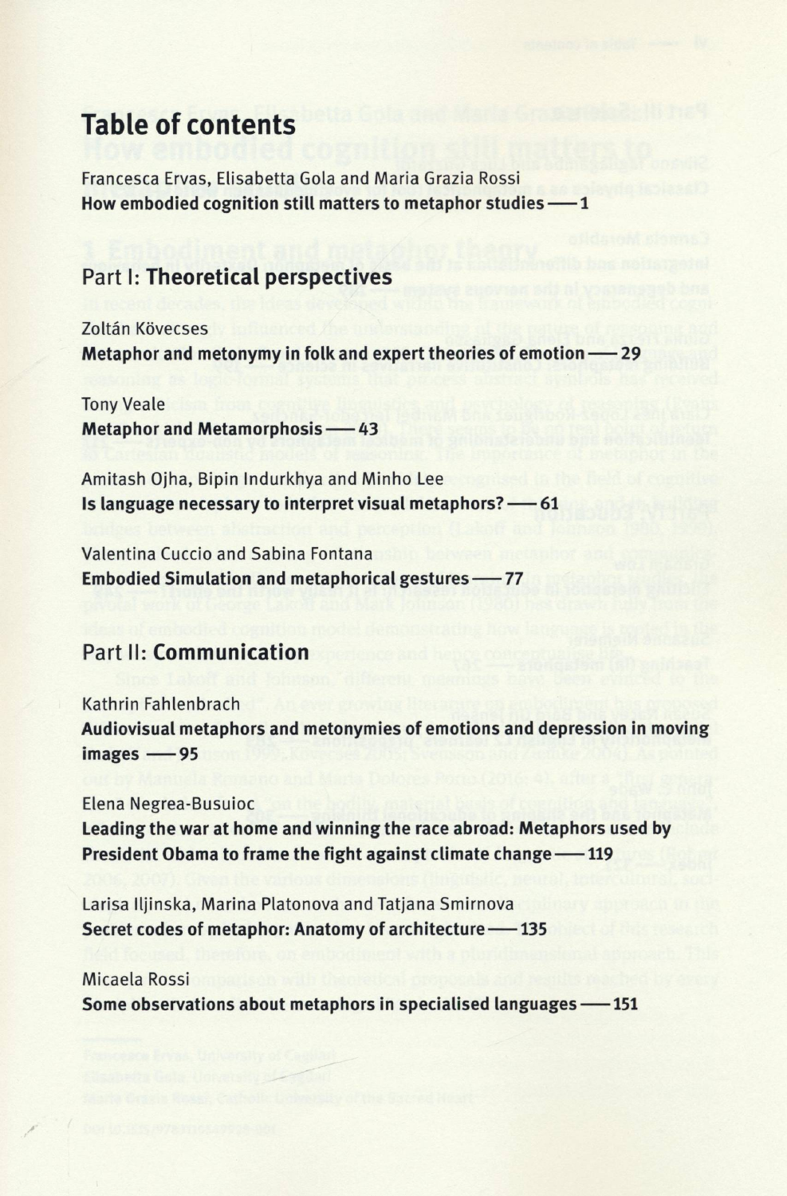# Table of contents

Francesca Ervas, Elisabetta Gola and Maria Grazia Rossi
**How embodied cognition still matters to metaphor studies — 1**

## Part I: **Theoretical perspectives**

Zoltán Kövecses
**Metaphor and metonymy in folk and expert theories of emotion — 29**

Tony Veale
**Metaphor and Metamorphosis — 43**

Amitash Ojha, Bipin Indurkhya and Minho Lee
**Is language necessary to interpret visual metaphors? — 61**

Valentina Cuccio and Sabina Fontana
**Embodied Simulation and metaphorical gestures — 77**

## Part II: **Communication**

Kathrin Fahlenbrach
**Audiovisual metaphors and metonymies of emotions and depression in moving images — 95**

Elena Negrea-Busuioc
**Leading the war at home and winning the race abroad: Metaphors used by President Obama to frame the fight against climate change — 119**

Larisa Iljinska, Marina Platonova and Tatjana Smirnova
**Secret codes of metaphor: Anatomy of architecture — 135**

Micaela Rossi
**Some observations about metaphors in specialised languages — 151**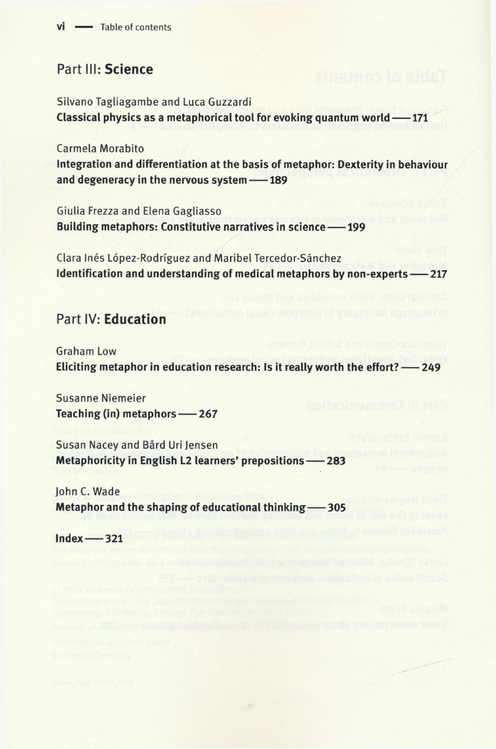## Part III: **Science**

Silvano Tagliagambe and Luca Guzzardi
**Classical physics as a metaphorical tool for evoking quantum world — 171**

Carmela Morabito
**Integration and differentiation at the basis of metaphor: Dexterity in behaviour and degeneracy in the nervous system — 189**

Giulia Frezza and Elena Gagliasso
**Building metaphors: Constitutive narratives in science — 199**

Clara Inés López-Rodríguez and Maribel Tercedor-Sánchez
**Identification and understanding of medical metaphors by non-experts — 217**

## Part IV: **Education**

Graham Low
**Eliciting metaphor in education research: Is it really worth the effort? — 249**

Susanne Niemeier
**Teaching (in) metaphors — 267**

Susan Nacey and Bård Uri Jensen
**Metaphoricity in English L2 learners' prepositions — 283**

John C. Wade
**Metaphor and the shaping of educational thinking — 305**

**Index — 321**